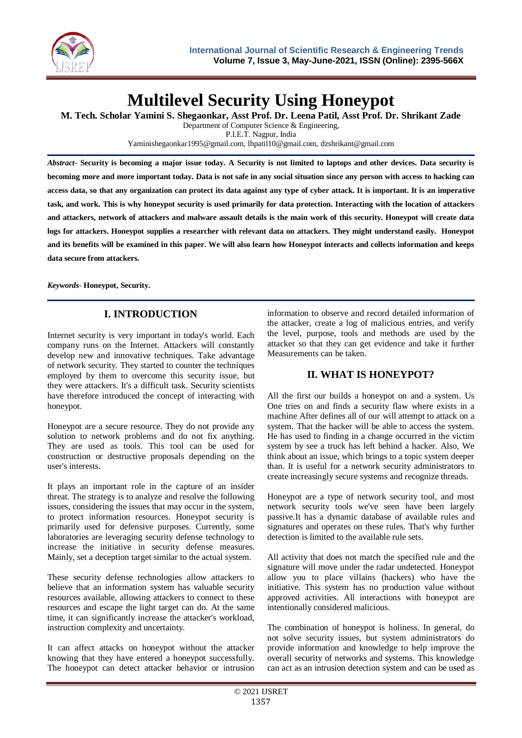# Multilevel Security Using Honeypot

**M. Tech. Scholar Yamini S. Shegaonkar, Asst Prof. Dr. Leena Patil, Asst Prof. Dr. Shrikant Zade**

Department of Computer Science & Engineering,
P.I.E.T. Nagpur, India
Yaminishegaonkar1995@gmail.com, lhpatil10@gmail.com, dzshrikant@gmail.com

***Abstract-*** **Security is becoming a major issue today. A Security is not limited to laptops and other devices. Data security is becoming more and more important today. Data is not safe in any social situation since any person with access to hacking can access data, so that any organization can protect its data against any type of cyber attack. It is important. It is an imperative task, and work. This is why honeypot security is used primarily for data protection. Interacting with the location of attackers and attackers, network of attackers and malware assault details is the main work of this security. Honeypot will create data logs for attackers. Honeypot supplies a researcher with relevant data on attackers. They might understand easily. Honeypot and its benefits will be examined in this paper. We will also learn how Honeypot interacts and collects information and keeps data secure from attackers.**

***Keywords-*** **Honeypot, Security.**

## I. INTRODUCTION

Internet security is very important in today's world. Each company runs on the Internet. Attackers will constantly develop new and innovative techniques. Take advantage of network security. They started to counter the techniques employed by them to overcome this security issue, but they were attackers. It's a difficult task. Security scientists have therefore introduced the concept of interacting with honeypot.

Honeypot are a secure resource. They do not provide any solution to network problems and do not fix anything. They are used as tools. This tool can be used for construction or destructive proposals depending on the user's interests.

It plays an important role in the capture of an insider threat. The strategy is to analyze and resolve the following issues, considering the issues that may occur in the system, to protect information resources. Honeypot security is primarily used for defensive purposes. Currently, some laboratories are leveraging security defense technology to increase the initiative in security defense measures. Mainly, set a deception target similar to the actual system.

These security defense technologies allow attackers to believe that an information system has valuable security resources available, allowing attackers to connect to these resources and escape the light target can do. At the same time, it can significantly increase the attacker's workload, instruction complexity and uncertainty.

It can affect attacks on honeypot without the attacker knowing that they have entered a honeypot successfully. The honeypot can detect attacker behavior or intrusion information to observe and record detailed information of the attacker, create a log of malicious entries, and verify the level, purpose, tools and methods are used by the attacker so that they can get evidence and take it further Measurements can be taken.

## II. WHAT IS HONEYPOT?

All the first our builds a honeypot on and a system. Us One tries on and finds a security flaw where exists in a machine After defines all of our will attempt to attack on a system. That the hacker will be able to access the system. He has used to finding in a change occurred in the victim system by see a truck has left behind a hacker. Also, We think about an issue, which brings to a topic system deeper than. It is useful for a network security administrators to create increasingly secure systems and recognize threads.

Honeypot are a type of network security tool, and most network security tools we've seen have been largely passive.It has a dynamic database of available rules and signatures and operates on these rules. That's why further detection is limited to the available rule sets.

All activity that does not match the specified rule and the signature will move under the radar undetected. Honeypot allow you to place villains (hackers) who have the initiative. This system has no production value without approved activities. All interactions with honeypot are intentionally considered malicious.

The combination of honeypot is holiness. In general, do not solve security issues, but system administrators do provide information and knowledge to help improve the overall security of networks and systems. This knowledge can act as an intrusion detection system and can be used as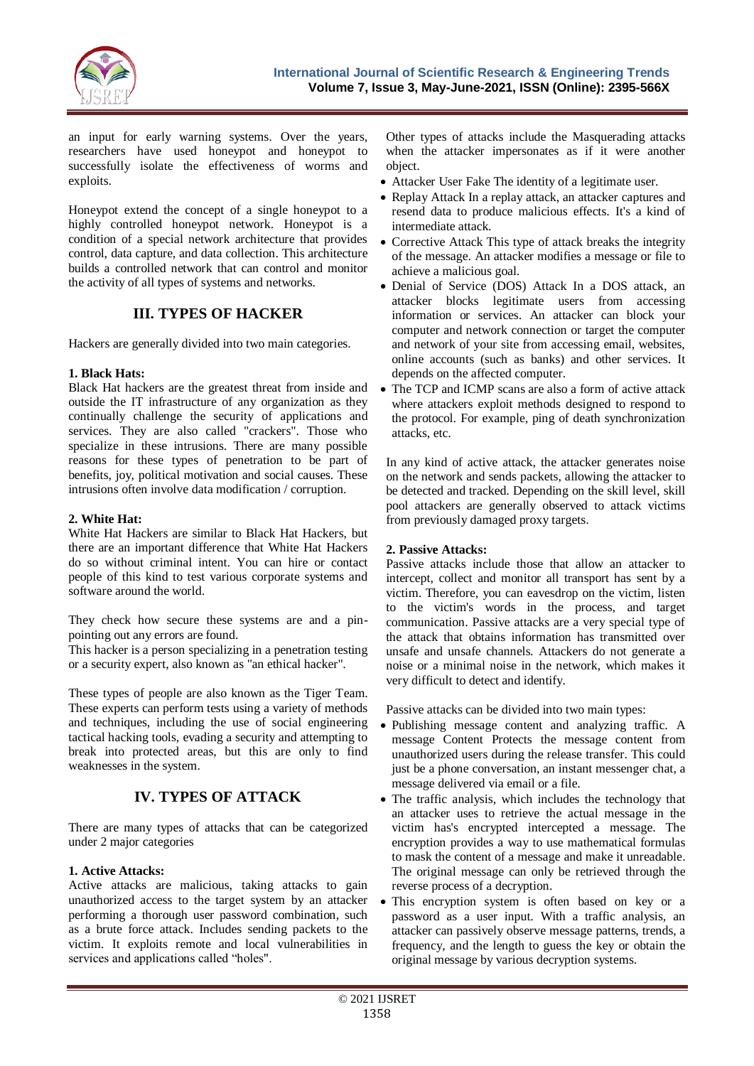an input for early warning systems. Over the years, researchers have used honeypot and honeypot to successfully isolate the effectiveness of worms and exploits.

Honeypot extend the concept of a single honeypot to a highly controlled honeypot network. Honeypot is a condition of a special network architecture that provides control, data capture, and data collection. This architecture builds a controlled network that can control and monitor the activity of all types of systems and networks.

## III. TYPES OF HACKER

Hackers are generally divided into two main categories.

**1. Black Hats:**
Black Hat hackers are the greatest threat from inside and outside the IT infrastructure of any organization as they continually challenge the security of applications and services. They are also called "crackers". Those who specialize in these intrusions. There are many possible reasons for these types of penetration to be part of benefits, joy, political motivation and social causes. These intrusions often involve data modification / corruption.

**2. White Hat:**
White Hat Hackers are similar to Black Hat Hackers, but there are an important difference that White Hat Hackers do so without criminal intent. You can hire or contact people of this kind to test various corporate systems and software around the world.

They check how secure these systems are and a pin-pointing out any errors are found.
This hacker is a person specializing in a penetration testing or a security expert, also known as "an ethical hacker".

These types of people are also known as the Tiger Team. These experts can perform tests using a variety of methods and techniques, including the use of social engineering tactical hacking tools, evading a security and attempting to break into protected areas, but this are only to find weaknesses in the system.

## IV. TYPES OF ATTACK

There are many types of attacks that can be categorized under 2 major categories

**1. Active Attacks:**
Active attacks are malicious, taking attacks to gain unauthorized access to the target system by an attacker performing a thorough user password combination, such as a brute force attack. Includes sending packets to the victim. It exploits remote and local vulnerabilities in services and applications called "holes".

Other types of attacks include the Masquerading attacks when the attacker impersonates as if it were another object.

- Attacker User Fake The identity of a legitimate user.
- Replay Attack In a replay attack, an attacker captures and resend data to produce malicious effects. It's a kind of intermediate attack.
- Corrective Attack This type of attack breaks the integrity of the message. An attacker modifies a message or file to achieve a malicious goal.
- Denial of Service (DOS) Attack In a DOS attack, an attacker blocks legitimate users from accessing information or services. An attacker can block your computer and network connection or target the computer and network of your site from accessing email, websites, online accounts (such as banks) and other services. It depends on the affected computer.
- The TCP and ICMP scans are also a form of active attack where attackers exploit methods designed to respond to the protocol. For example, ping of death synchronization attacks, etc.

In any kind of active attack, the attacker generates noise on the network and sends packets, allowing the attacker to be detected and tracked. Depending on the skill level, skill pool attackers are generally observed to attack victims from previously damaged proxy targets.

**2. Passive Attacks:**
Passive attacks include those that allow an attacker to intercept, collect and monitor all transport has sent by a victim. Therefore, you can eavesdrop on the victim, listen to the victim's words in the process, and target communication. Passive attacks are a very special type of the attack that obtains information has transmitted over unsafe and unsafe channels. Attackers do not generate a noise or a minimal noise in the network, which makes it very difficult to detect and identify.

Passive attacks can be divided into two main types:

- Publishing message content and analyzing traffic. A message Content Protects the message content from unauthorized users during the release transfer. This could just be a phone conversation, an instant messenger chat, a message delivered via email or a file.
- The traffic analysis, which includes the technology that an attacker uses to retrieve the actual message in the victim has's encrypted intercepted a message. The encryption provides a way to use mathematical formulas to mask the content of a message and make it unreadable. The original message can only be retrieved through the reverse process of a decryption.
- This encryption system is often based on key or a password as a user input. With a traffic analysis, an attacker can passively observe message patterns, trends, a frequency, and the length to guess the key or obtain the original message by various decryption systems.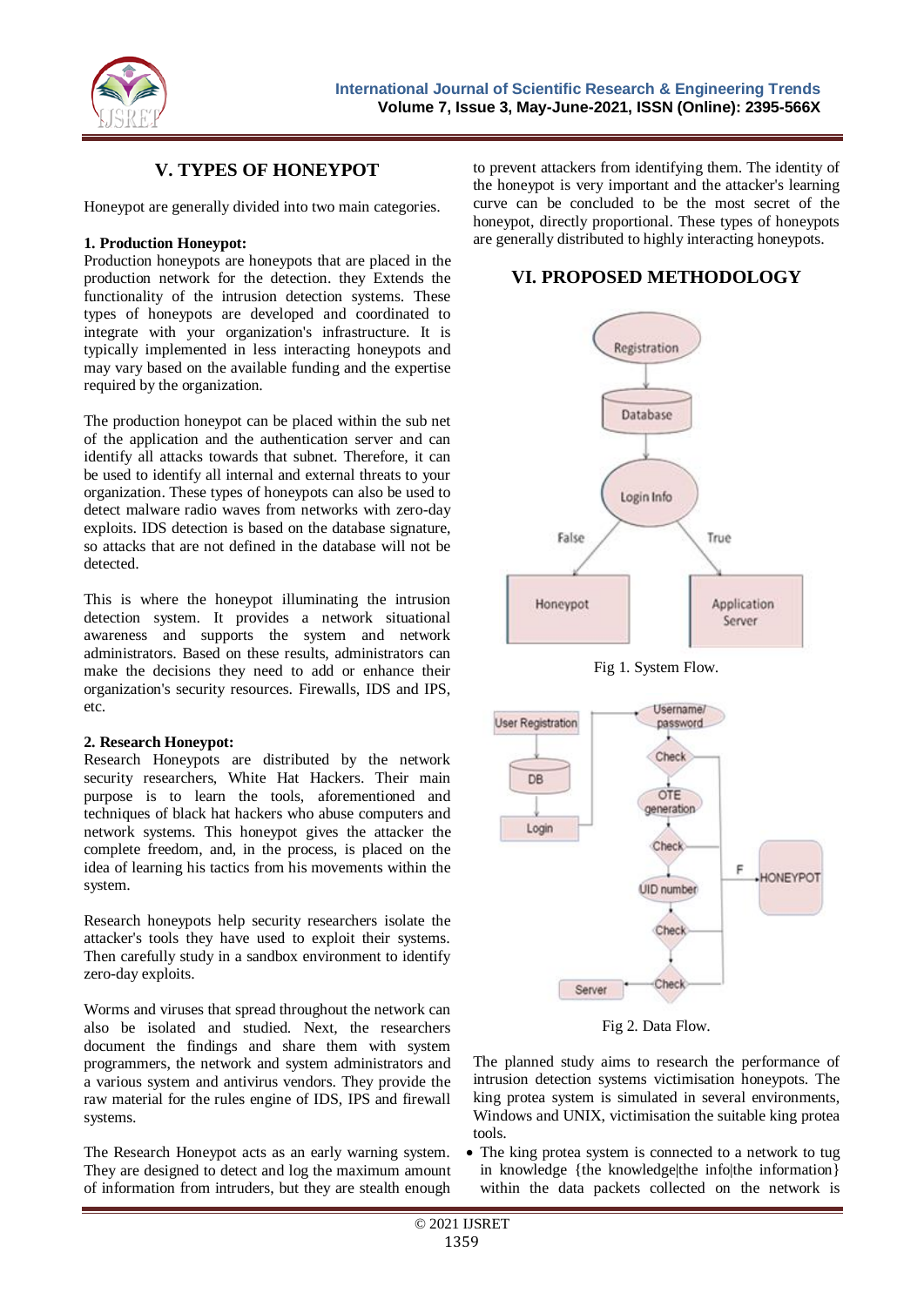## V. TYPES OF HONEYPOT

Honeypot are generally divided into two main categories.

**1. Production Honeypot:**
Production honeypots are honeypots that are placed in the production network for the detection. they Extends the functionality of the intrusion detection systems. These types of honeypots are developed and coordinated to integrate with your organization's infrastructure. It is typically implemented in less interacting honeypots and may vary based on the available funding and the expertise required by the organization.

The production honeypot can be placed within the sub net of the application and the authentication server and can identify all attacks towards that subnet. Therefore, it can be used to identify all internal and external threats to your organization. These types of honeypots can also be used to detect malware radio waves from networks with zero-day exploits. IDS detection is based on the database signature, so attacks that are not defined in the database will not be detected.

This is where the honeypot illuminating the intrusion detection system. It provides a network situational awareness and supports the system and network administrators. Based on these results, administrators can make the decisions they need to add or enhance their organization's security resources. Firewalls, IDS and IPS, etc.

**2. Research Honeypot:**
Research Honeypots are distributed by the network security researchers, White Hat Hackers. Their main purpose is to learn the tools, aforementioned and techniques of black hat hackers who abuse computers and network systems. This honeypot gives the attacker the complete freedom, and, in the process, is placed on the idea of learning his tactics from his movements within the system.

Research honeypots help security researchers isolate the attacker's tools they have used to exploit their systems. Then carefully study in a sandbox environment to identify zero-day exploits.

Worms and viruses that spread throughout the network can also be isolated and studied. Next, the researchers document the findings and share them with system programmers, the network and system administrators and a various system and antivirus vendors. They provide the raw material for the rules engine of IDS, IPS and firewall systems.

The Research Honeypot acts as an early warning system. They are designed to detect and log the maximum amount of information from intruders, but they are stealth enough to prevent attackers from identifying them. The identity of the honeypot is very important and the attacker's learning curve can be concluded to be the most secret of the honeypot, directly proportional. These types of honeypots are generally distributed to highly interacting honeypots.

## VI. PROPOSED METHODOLOGY

Fig 1. System Flow.

Fig 2. Data Flow.

The planned study aims to research the performance of intrusion detection systems victimisation honeypots. The king protea system is simulated in several environments, Windows and UNIX, victimisation the suitable king protea tools.

- The king protea system is connected to a network to tug in knowledge {the knowledge|the info|the information} within the data packets collected on the network is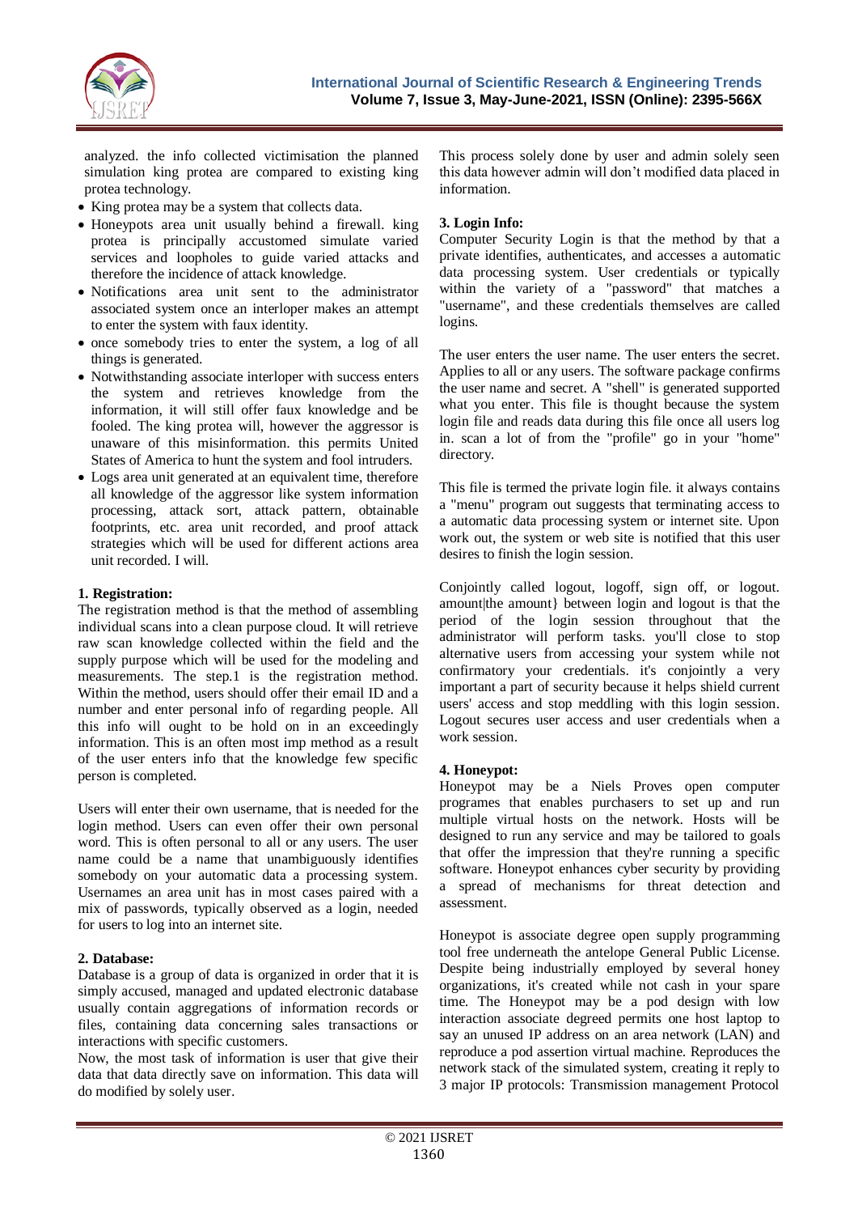analyzed. the info collected victimisation the planned simulation king protea are compared to existing king protea technology.

- King protea may be a system that collects data.
- Honeypots area unit usually behind a firewall. king protea is principally accustomed simulate varied services and loopholes to guide varied attacks and therefore the incidence of attack knowledge.
- Notifications area unit sent to the administrator associated system once an interloper makes an attempt to enter the system with faux identity.
- once somebody tries to enter the system, a log of all things is generated.
- Notwithstanding associate interloper with success enters the system and retrieves knowledge from the information, it will still offer faux knowledge and be fooled. The king protea will, however the aggressor is unaware of this misinformation. this permits United States of America to hunt the system and fool intruders.
- Logs area unit generated at an equivalent time, therefore all knowledge of the aggressor like system information processing, attack sort, attack pattern, obtainable footprints, etc. area unit recorded, and proof attack strategies which will be used for different actions area unit recorded. I will.

**1. Registration:**
The registration method is that the method of assembling individual scans into a clean purpose cloud. It will retrieve raw scan knowledge collected within the field and the supply purpose which will be used for the modeling and measurements. The step.1 is the registration method. Within the method, users should offer their email ID and a number and enter personal info of regarding people. All this info will ought to be hold on in an exceedingly information. This is an often most imp method as a result of the user enters info that the knowledge few specific person is completed.

Users will enter their own username, that is needed for the login method. Users can even offer their own personal word. This is often personal to all or any users. The user name could be a name that unambiguously identifies somebody on your automatic data a processing system. Usernames an area unit has in most cases paired with a mix of passwords, typically observed as a login, needed for users to log into an internet site.

**2. Database:**
Database is a group of data is organized in order that it is simply accused, managed and updated electronic database usually contain aggregations of information records or files, containing data concerning sales transactions or interactions with specific customers.
Now, the most task of information is user that give their data that data directly save on information. This data will do modified by solely user.

This process solely done by user and admin solely seen this data however admin will don't modified data placed in information.

**3. Login Info:**
Computer Security Login is that the method by that a private identifies, authenticates, and accesses a automatic data processing system. User credentials or typically within the variety of a "password" that matches a "username", and these credentials themselves are called logins.

The user enters the user name. The user enters the secret. Applies to all or any users. The software package confirms the user name and secret. A "shell" is generated supported what you enter. This file is thought because the system login file and reads data during this file once all users log in. scan a lot of from the "profile" go in your "home" directory.

This file is termed the private login file. it always contains a "menu" program out suggests that terminating access to a automatic data processing system or internet site. Upon work out, the system or web site is notified that this user desires to finish the login session.

Conjointly called logout, logoff, sign off, or logout. amount|the amount} between login and logout is that the period of the login session throughout that the administrator will perform tasks. you'll close to stop alternative users from accessing your system while not confirmatory your credentials. it's conjointly a very important a part of security because it helps shield current users' access and stop meddling with this login session. Logout secures user access and user credentials when a work session.

**4. Honeypot:**
Honeypot may be a Niels Proves open computer programes that enables purchasers to set up and run multiple virtual hosts on the network. Hosts will be designed to run any service and may be tailored to goals that offer the impression that they're running a specific software. Honeypot enhances cyber security by providing a spread of mechanisms for threat detection and assessment.

Honeypot is associate degree open supply programming tool free underneath the antelope General Public License. Despite being industrially employed by several honey organizations, it's created while not cash in your spare time. The Honeypot may be a pod design with low interaction associate degreed permits one host laptop to say an unused IP address on an area network (LAN) and reproduce a pod assertion virtual machine. Reproduces the network stack of the simulated system, creating it reply to 3 major IP protocols: Transmission management Protocol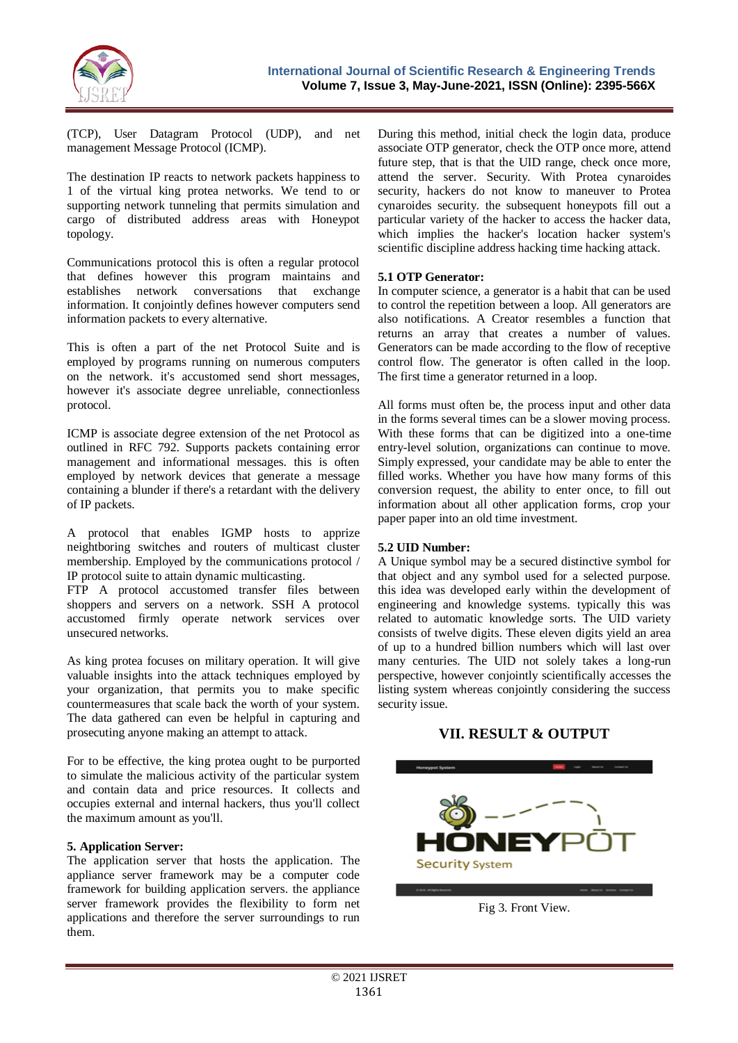(TCP), User Datagram Protocol (UDP), and net management Message Protocol (ICMP).

The destination IP reacts to network packets happiness to 1 of the virtual king protea networks. We tend to or supporting network tunneling that permits simulation and cargo of distributed address areas with Honeypot topology.

Communications protocol this is often a regular protocol that defines however this program maintains and establishes network conversations that exchange information. It conjointly defines however computers send information packets to every alternative.

This is often a part of the net Protocol Suite and is employed by programs running on numerous computers on the network. it's accustomed send short messages, however it's associate degree unreliable, connectionless protocol.

ICMP is associate degree extension of the net Protocol as outlined in RFC 792. Supports packets containing error management and informational messages. this is often employed by network devices that generate a message containing a blunder if there's a retardant with the delivery of IP packets.

A protocol that enables IGMP hosts to apprize neightboring switches and routers of multicast cluster membership. Employed by the communications protocol / IP protocol suite to attain dynamic multicasting.
FTP A protocol accustomed transfer files between shoppers and servers on a network. SSH A protocol accustomed firmly operate network services over unsecured networks.

As king protea focuses on military operation. It will give valuable insights into the attack techniques employed by your organization, that permits you to make specific countermeasures that scale back the worth of your system. The data gathered can even be helpful in capturing and prosecuting anyone making an attempt to attack.

For to be effective, the king protea ought to be purported to simulate the malicious activity of the particular system and contain data and price resources. It collects and occupies external and internal hackers, thus you'll collect the maximum amount as you'll.

**5. Application Server:**

The application server that hosts the application. The appliance server framework may be a computer code framework for building application servers. the appliance server framework provides the flexibility to form net applications and therefore the server surroundings to run them.

During this method, initial check the login data, produce associate OTP generator, check the OTP once more, attend future step, that is that the UID range, check once more, attend the server. Security. With Protea cynaroides security, hackers do not know to maneuver to Protea cynaroides security. the subsequent honeypots fill out a particular variety of the hacker to access the hacker data, which implies the hacker's location hacker system's scientific discipline address hacking time hacking attack.

**5.1 OTP Generator:**

In computer science, a generator is a habit that can be used to control the repetition between a loop. All generators are also notifications. A Creator resembles a function that returns an array that creates a number of values. Generators can be made according to the flow of receptive control flow. The generator is often called in the loop. The first time a generator returned in a loop.

All forms must often be, the process input and other data in the forms several times can be a slower moving process. With these forms that can be digitized into a one-time entry-level solution, organizations can continue to move. Simply expressed, your candidate may be able to enter the filled works. Whether you have how many forms of this conversion request, the ability to enter once, to fill out information about all other application forms, crop your paper paper into an old time investment.

**5.2 UID Number:**

A Unique symbol may be a secured distinctive symbol for that object and any symbol used for a selected purpose. this idea was developed early within the development of engineering and knowledge systems. typically this was related to automatic knowledge sorts. The UID variety consists of twelve digits. These eleven digits yield an area of up to a hundred billion numbers which will last over many centuries. The UID not solely takes a long-run perspective, however conjointly scientifically accesses the listing system whereas conjointly considering the success security issue.

## VII. RESULT & OUTPUT

Fig 3. Front View.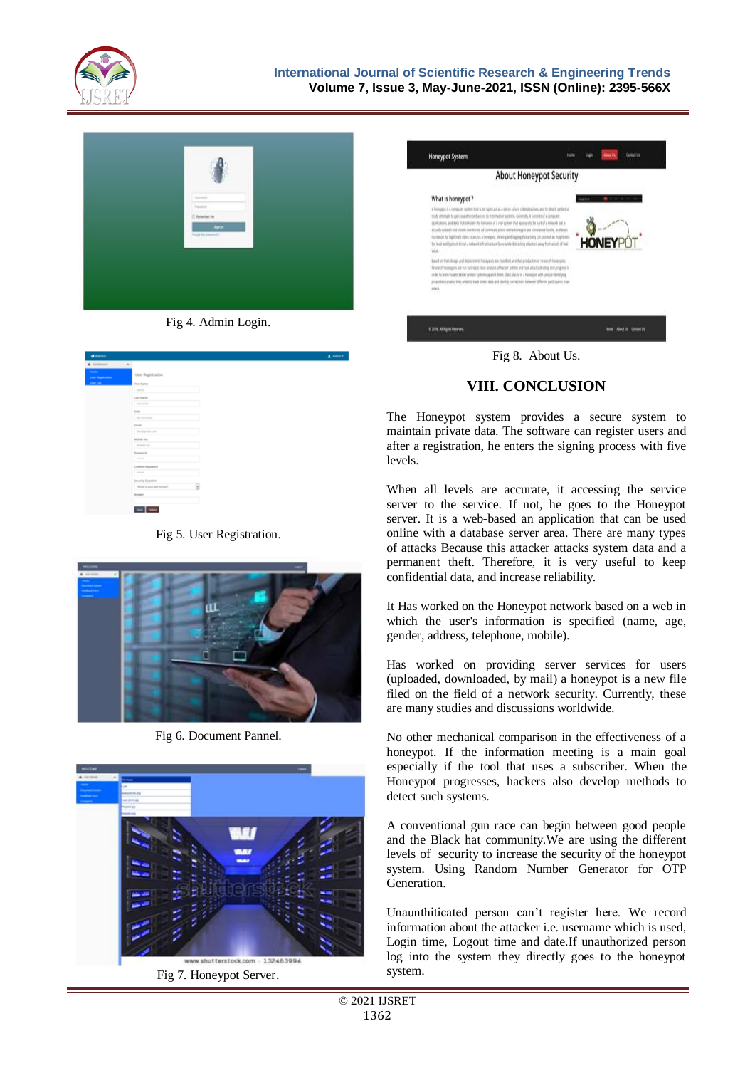Fig 4. Admin Login.

Fig 5. User Registration.

Fig 6. Document Pannel.

Fig 7. Honeypot Server.

Fig 8. About Us.

## VIII. CONCLUSION

The Honeypot system provides a secure system to maintain private data. The software can register users and after a registration, he enters the signing process with five levels.

When all levels are accurate, it accessing the service server to the service. If not, he goes to the Honeypot server. It is a web-based an application that can be used online with a database server area. There are many types of attacks Because this attacker attacks system data and a permanent theft. Therefore, it is very useful to keep confidential data, and increase reliability.

It Has worked on the Honeypot network based on a web in which the user's information is specified (name, age, gender, address, telephone, mobile).

Has worked on providing server services for users (uploaded, downloaded, by mail) a honeypot is a new file filed on the field of a network security. Currently, these are many studies and discussions worldwide.

No other mechanical comparison in the effectiveness of a honeypot. If the information meeting is a main goal especially if the tool that uses a subscriber. When the Honeypot progresses, hackers also develop methods to detect such systems.

A conventional gun race can begin between good people and the Black hat community.We are using the different levels of security to increase the security of the honeypot system. Using Random Number Generator for OTP Generation.

Unauthiticated person can't register here. We record information about the attacker i.e. username which is used, Login time, Logout time and date.If unauthorized person log into the system they directly goes to the honeypot system.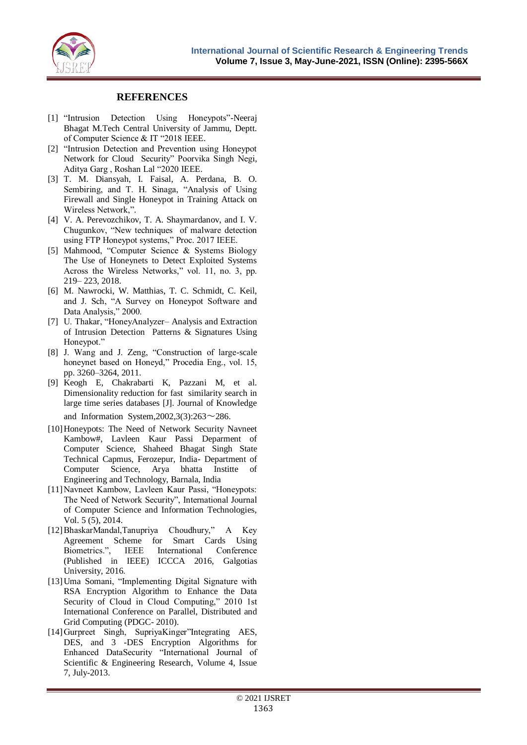## REFERENCES

[1] "Intrusion Detection Using Honeypots"-Neeraj Bhagat M.Tech Central University of Jammu, Deptt. of Computer Science & IT "2018 IEEE.

[2] "Intrusion Detection and Prevention using Honeypot Network for Cloud Security" Poorvika Singh Negi, Aditya Garg , Roshan Lal "2020 IEEE.

[3] T. M. Diansyah, I. Faisal, A. Perdana, B. O. Sembiring, and T. H. Sinaga, "Analysis of Using Firewall and Single Honeypot in Training Attack on Wireless Network,".

[4] V. A. Perevozchikov, T. A. Shaymardanov, and I. V. Chugunkov, "New techniques of malware detection using FTP Honeypot systems," Proc. 2017 IEEE.

[5] Mahmood, "Computer Science & Systems Biology The Use of Honeynets to Detect Exploited Systems Across the Wireless Networks," vol. 11, no. 3, pp. 219– 223, 2018.

[6] M. Nawrocki, W. Matthias, T. C. Schmidt, C. Keil, and J. Sch, "A Survey on Honeypot Software and Data Analysis," 2000.

[7] U. Thakar, "HoneyAnalyzer– Analysis and Extraction of Intrusion Detection Patterns & Signatures Using Honeypot."

[8] J. Wang and J. Zeng, "Construction of large-scale honeynet based on Honeyd," Procedia Eng., vol. 15, pp. 3260–3264, 2011.

[9] Keogh E, Chakrabarti K, Pazzani M, et al. Dimensionality reduction for fast similarity search in large time series databases [J]. Journal of Knowledge and Information System,2002,3(3):263～286.

[10] Honeypots: The Need of Network Security Navneet Kambow#, Lavleen Kaur Passi Deparment of Computer Science, Shaheed Bhagat Singh State Technical Capmus, Ferozepur, India- Department of Computer Science, Arya bhatta Institte of Engineering and Technology, Barnala, India

[11] Navneet Kambow, Lavleen Kaur Passi, "Honeypots: The Need of Network Security", International Journal of Computer Science and Information Technologies, Vol. 5 (5), 2014.

[12] BhaskarMandal,Tanupriya Choudhury," A Key Agreement Scheme for Smart Cards Using Biometrics.", IEEE International Conference (Published in IEEE) ICCCA 2016, Galgotias University, 2016.

[13] Uma Somani, "Implementing Digital Signature with RSA Encryption Algorithm to Enhance the Data Security of Cloud in Cloud Computing," 2010 1st International Conference on Parallel, Distributed and Grid Computing (PDGC- 2010).

[14] Gurpreet Singh, SupriyaKinger"Integrating AES, DES, and 3 -DES Encryption Algorithms for Enhanced DataSecurity "International Journal of Scientific & Engineering Research, Volume 4, Issue 7, July-2013.